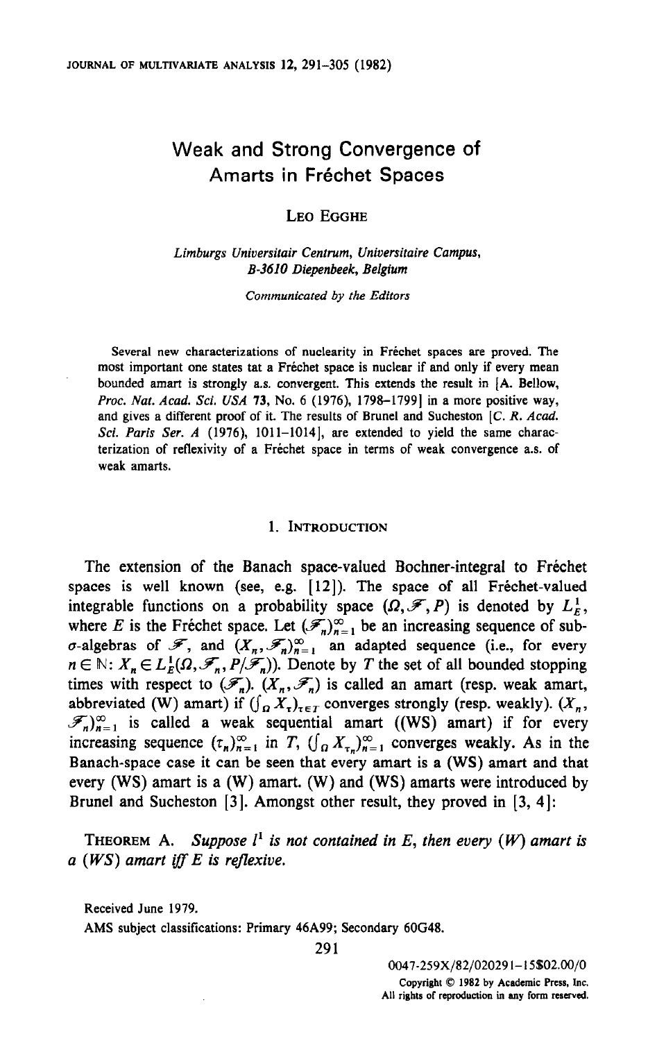# Weak and Strong Convergence of Amarts in Fréchet Spaces

Leo Egghe

*Limburgs Universitair Centrum, Universitaire Campus, B-3610 Diepenbeek, Belgium*

*Communicated by the Editors*

Several new characterizations of nuclearity in Fréchet spaces are proved. The most important one states tat a Fréchet space is nuclear if and only if every mean bounded amart is strongly a.s. convergent. This extends the result in [A. Bellow, *Proc. Nat. Acad. Sci. USA* **73**, No. 6 (1976), 1798–1799] in a more positive way, and gives a different proof of it. The results of Brunel and Sucheston [*C. R. Acad. Sci. Paris Ser. A* (1976), 1011–1014], are extended to yield the same characterization of reflexivity of a Fréchet space in terms of weak convergence a.s. of weak amarts.

## 1. Introduction

The extension of the Banach space-valued Bochner-integral to Fréchet spaces is well known (see, e.g. [12]). The space of all Fréchet-valued integrable functions on a probability space $(\Omega, \mathscr{F}, P)$ is denoted by $L_E^1$, where $E$ is the Fréchet space. Let $(\mathscr{F}_n)_{n=1}^{\infty}$ be an increasing sequence of sub-$\sigma$-algebras of $\mathscr{F}$, and $(X_n, \mathscr{F}_n)_{n=1}^{\infty}$ an adapted sequence (i.e., for every $n \in \mathbb{N}$: $X_n \in L_E^1(\Omega, \mathscr{F}_n, P/\mathscr{F}_n)$). Denote by $T$ the set of all bounded stopping times with respect to $(\mathscr{F}_n)$. $(X_n, \mathscr{F}_n)$ is called an amart (resp. weak amart, abbreviated (W) amart) if $(\int_\Omega X_\tau)_{\tau \in T}$ converges strongly (resp. weakly). $(X_n, \mathscr{F}_n)_{n=1}^{\infty}$ is called a weak sequential amart ((WS) amart) if for every increasing sequence $(\tau_n)_{n=1}^{\infty}$ in $T$, $(\int_\Omega X_{\tau_n})_{n=1}^{\infty}$ converges weakly. As in the Banach-space case it can be seen that every amart is a (WS) amart and that every (WS) amart is a (W) amart. (W) and (WS) amarts were introduced by Brunel and Sucheston [3]. Amongst other result, they proved in [3, 4]:

**Theorem A.** *Suppose $l^1$ is not contained in $E$, then every (W) amart is a (WS) amart iff $E$ is reflexive.*

Received June 1979.

AMS subject classifications: Primary 46A99; Secondary 60G48.

0047-259X/82/020291-15$02.00/0
Copyright © 1982 by Academic Press, Inc.
All rights of reproduction in any form reserved.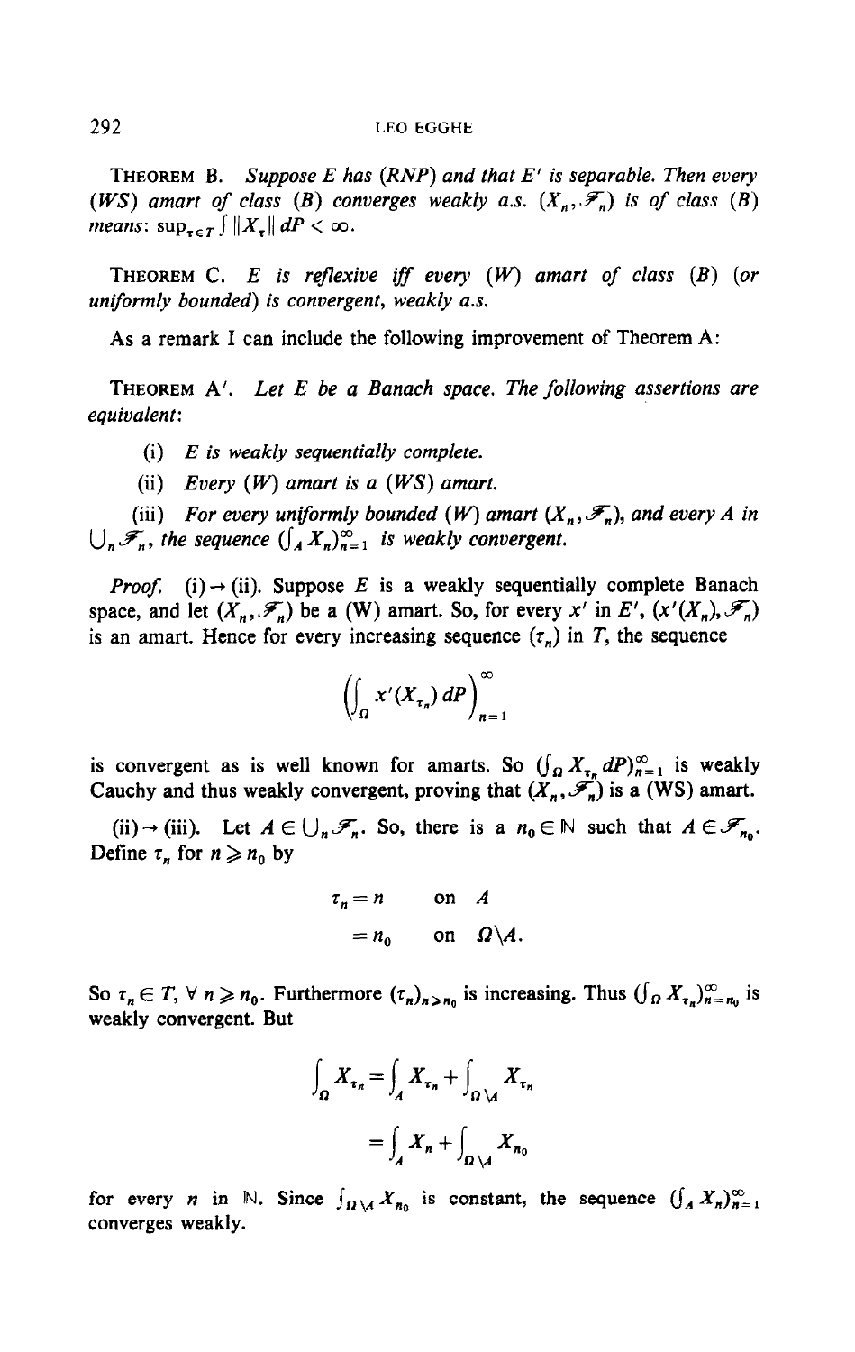**Theorem B.** *Suppose $E$ has (RNP) and that $E'$ is separable. Then every (WS) amart of class (B) converges weakly a.s. $(X_n, \mathscr{F}_n)$ is of class (B) means:* $\sup_{\tau \in T} \int \|X_\tau\| \, dP < \infty$.

**Theorem C.** *$E$ is reflexive iff every (W) amart of class (B) (or uniformly bounded) is convergent, weakly a.s.*

As a remark I can include the following improvement of Theorem A:

**Theorem A'.** *Let $E$ be a Banach space. The following assertions are equivalent:*

(i) *$E$ is weakly sequentially complete.*

(ii) *Every (W) amart is a (WS) amart.*

(iii) *For every uniformly bounded (W) amart $(X_n, \mathscr{F}_n)$, and every $A$ in $\bigcup_n \mathscr{F}_n$, the sequence $(\int_A X_n)_{n=1}^\infty$ is weakly convergent.*

*Proof.* (i) $\to$ (ii). Suppose $E$ is a weakly sequentially complete Banach space, and let $(X_n, \mathscr{F}_n)$ be a (W) amart. So, for every $x'$ in $E'$, $(x'(X_n), \mathscr{F}_n)$ is an amart. Hence for every increasing sequence $(\tau_n)$ in $T$, the sequence

$$\left( \int_\Omega x'(X_{\tau_n}) \, dP \right)_{n=1}^\infty$$

is convergent as is well known for amarts. So $(\int_\Omega X_{\tau_n} dP)_{n=1}^\infty$ is weakly Cauchy and thus weakly convergent, proving that $(X_n, \mathscr{F}_n)$ is a (WS) amart.

(ii) $\to$ (iii). Let $A \in \bigcup_n \mathscr{F}_n$. So, there is a $n_0 \in \mathbb{N}$ such that $A \in \mathscr{F}_{n_0}$. Define $\tau_n$ for $n \geqslant n_0$ by

$$\begin{aligned} \tau_n &= n \quad \text{on } A \\ &= n_0 \quad \text{on } \Omega \backslash A. \end{aligned}$$

So $\tau_n \in T$, $\forall\, n \geqslant n_0$. Furthermore $(\tau_n)_{n \geqslant n_0}$ is increasing. Thus $(\int_\Omega X_{\tau_n})_{n=n_0}^\infty$ is weakly convergent. But

$$\begin{aligned} \int_\Omega X_{\tau_n} &= \int_A X_{\tau_n} + \int_{\Omega \backslash A} X_{\tau_n} \\ &= \int_A X_n + \int_{\Omega \backslash A} X_{n_0} \end{aligned}$$

for every $n$ in $\mathbb{N}$. Since $\int_{\Omega \backslash A} X_{n_0}$ is constant, the sequence $(\int_A X_n)_{n=1}^\infty$ converges weakly.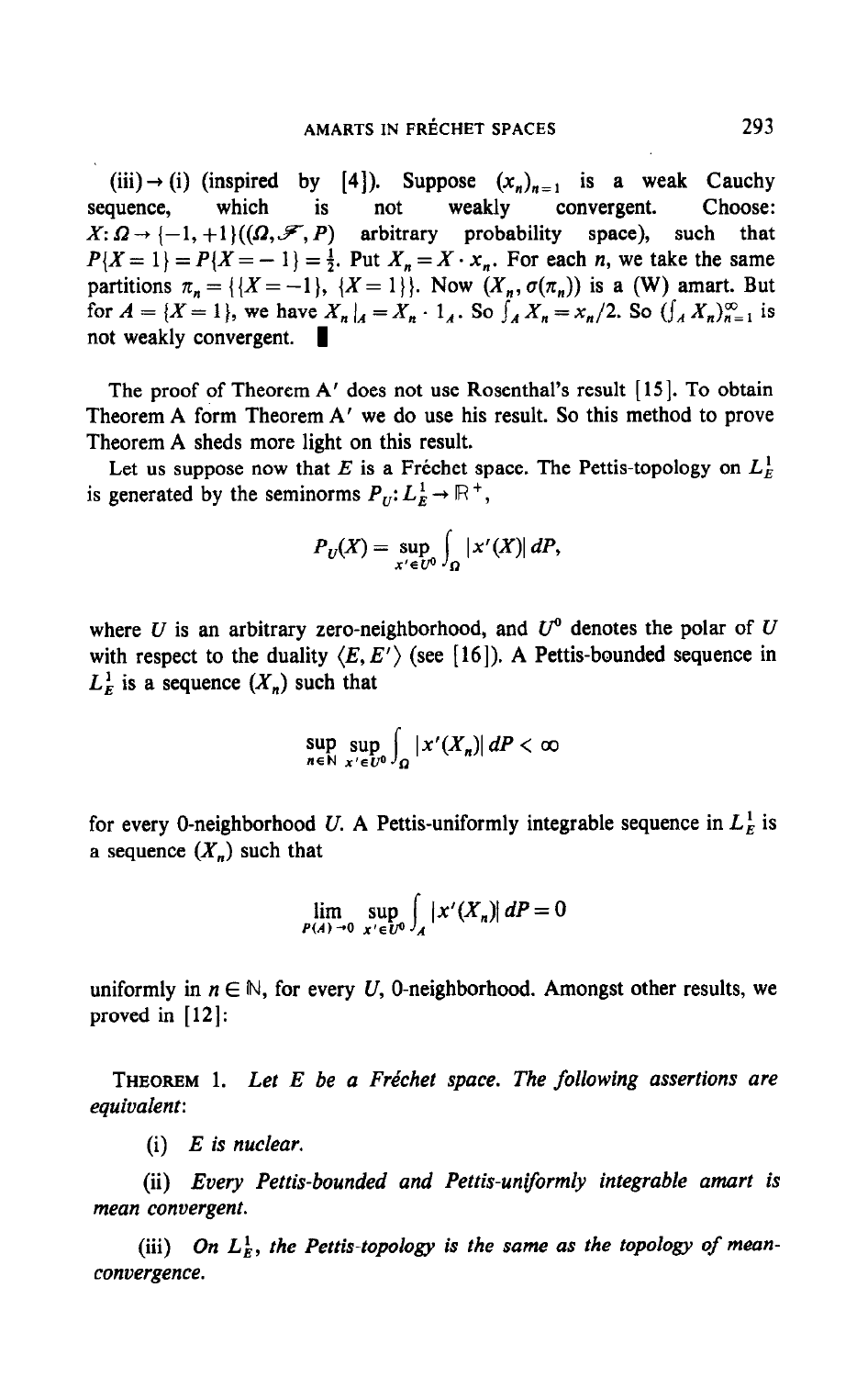(iii) → (i) (inspired by [4]). Suppose $(x_n)_{n=1}$ is a weak Cauchy sequence, which is not weakly convergent. Choose: $X: \Omega \to \{-1, +1\}((\Omega, \mathscr{F}, P)$ arbitrary probability space), such that $P\{X = 1\} = P\{X = -1\} = \frac{1}{2}$. Put $X_n = X \cdot x_n$. For each $n$, we take the same partitions $\pi_n = \{\{X = -1\}, \{X = 1\}\}$. Now $(X_n, \sigma(\pi_n))$ is a (W) amart. But for $A = \{X = 1\}$, we have $X_n|_A = X_n \cdot 1_A$. So $\int_A X_n = x_n/2$. So $(\int_A X_n)_{n=1}^{\infty}$ is not weakly convergent. ∎

The proof of Theorem A′ does not use Rosenthal's result [15]. To obtain Theorem A form Theorem A′ we do use his result. So this method to prove Theorem A sheds more light on this result.

Let us suppose now that $E$ is a Fréchet space. The Pettis-topology on $L_E^1$ is generated by the seminorms $P_U: L_E^1 \to \mathbb{R}^+$,

$$P_U(X) = \sup_{x' \in U^0} \int_{\Omega} |x'(X)| \, dP,$$

where $U$ is an arbitrary zero-neighborhood, and $U^0$ denotes the polar of $U$ with respect to the duality $\langle E, E' \rangle$ (see [16]). A Pettis-bounded sequence in $L_E^1$ is a sequence $(X_n)$ such that

$$\sup_{n \in \mathbb{N}} \sup_{x' \in U^0} \int_{\Omega} |x'(X_n)| \, dP < \infty$$

for every 0-neighborhood $U$. A Pettis-uniformly integrable sequence in $L_E^1$ is a sequence $(X_n)$ such that

$$\lim_{P(A) \to 0} \sup_{x' \in U^0} \int_A |x'(X_n)| \, dP = 0$$

uniformly in $n \in \mathbb{N}$, for every $U$, 0-neighborhood. Amongst other results, we proved in [12]:

**Theorem 1.** *Let $E$ be a Fréchet space. The following assertions are equivalent:*

(i) *$E$ is nuclear.*

(ii) *Every Pettis-bounded and Pettis-uniformly integrable amart is mean convergent.*

(iii) *On $L_E^1$, the Pettis-topology is the same as the topology of mean-convergence.*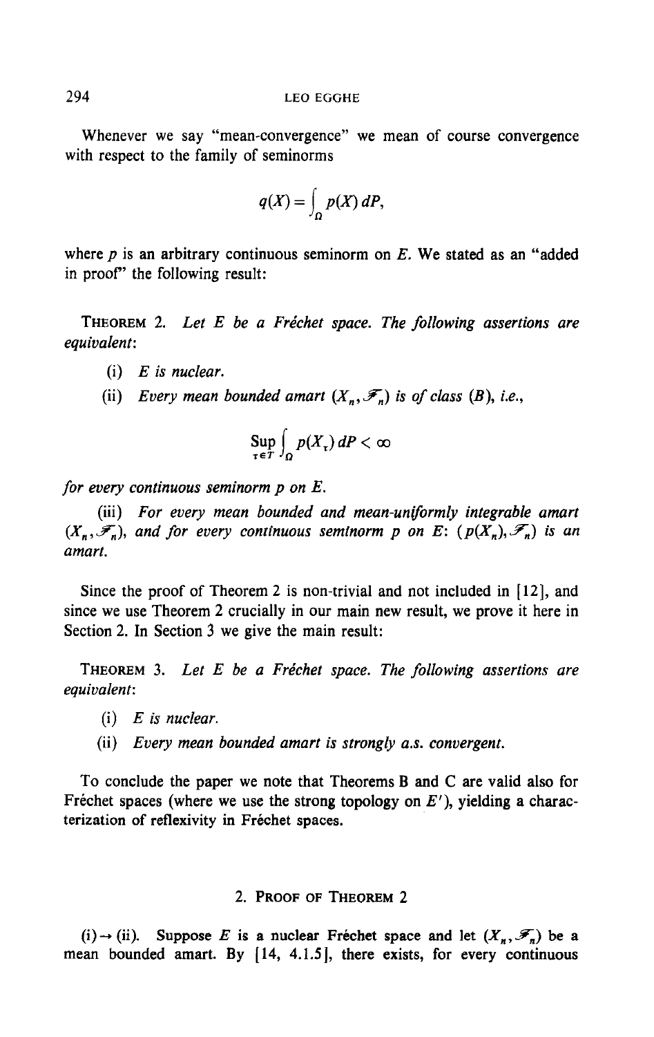Whenever we say "mean-convergence" we mean of course convergence with respect to the family of seminorms

$$q(X) = \int_{\Omega} p(X)\, dP,$$

where $p$ is an arbitrary continuous seminorm on $E$. We stated as an "added in proof" the following result:

THEOREM 2. *Let $E$ be a Fréchet space. The following assertions are equivalent*:

(i) *$E$ is nuclear.*

(ii) *Every mean bounded amart $(X_n, \mathscr{F}_n)$ is of class (B), i.e.,*

$$\operatorname*{Sup}_{\tau \in T} \int_{\Omega} p(X_\tau)\, dP < \infty$$

*for every continuous seminorm $p$ on $E$.*

(iii) *For every mean bounded and mean-uniformly integrable amart $(X_n, \mathscr{F}_n)$, and for every continuous seminorm $p$ on $E$: $(p(X_n), \mathscr{F}_n)$ is an amart.*

Since the proof of Theorem 2 is non-trivial and not included in [12], and since we use Theorem 2 crucially in our main new result, we prove it here in Section 2. In Section 3 we give the main result:

THEOREM 3. *Let $E$ be a Fréchet space. The following assertions are equivalent*:

(i) *$E$ is nuclear.*

(ii) *Every mean bounded amart is strongly a.s. convergent.*

To conclude the paper we note that Theorems B and C are valid also for Fréchet spaces (where we use the strong topology on $E'$), yielding a characterization of reflexivity in Fréchet spaces.

## 2. PROOF OF THEOREM 2

(i) $\rightarrow$ (ii). Suppose $E$ is a nuclear Fréchet space and let $(X_n, \mathscr{F}_n)$ be a mean bounded amart. By [14, 4.1.5], there exists, for every continuous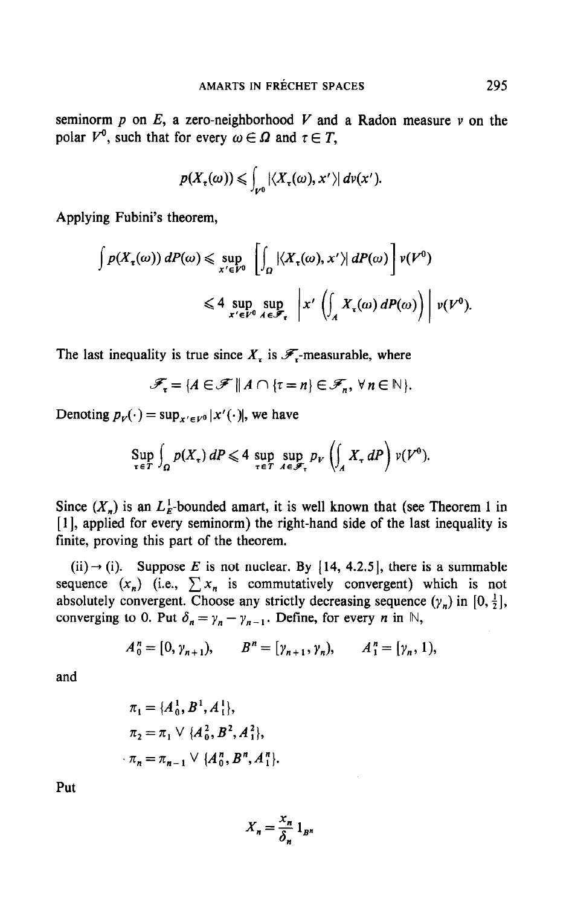seminorm $p$ on $E$, a zero-neighborhood $V$ and a Radon measure $\nu$ on the polar $V^0$, such that for every $\omega \in \Omega$ and $\tau \in T$,

$$p(X_\tau(\omega)) \leqslant \int_{V^0} |\langle X_\tau(\omega), x' \rangle| \, d\nu(x').$$

Applying Fubini's theorem,

$$\int p(X_\tau(\omega)) \, dP(\omega) \leqslant \sup_{x' \in V^0} \left[ \int_\Omega |\langle X_\tau(\omega), x' \rangle| \, dP(\omega) \right] \nu(V^0)$$

$$\leqslant 4 \sup_{x' \in V^0} \sup_{A \in \mathscr{F}_\tau} \left| x' \left( \int_A X_\tau(\omega) \, dP(\omega) \right) \right| \nu(V^0).$$

The last inequality is true since $X_\tau$ is $\mathscr{F}_\tau$-measurable, where

$$\mathscr{F}_\tau = \{ A \in \mathscr{F} \| A \cap \{\tau = n\} \in \mathscr{F}_n, \ \forall n \in \mathbb{N} \}.$$

Denoting $p_V(\cdot) = \sup_{x' \in V^0} |x'(\cdot)|$, we have

$$\operatorname{Sup}_{\tau \in T} \int_\Omega p(X_\tau) \, dP \leqslant 4 \sup_{\tau \in T} \sup_{A \in \mathscr{F}_\tau} p_V \left( \int_A X_\tau \, dP \right) \nu(V^0).$$

Since $(X_n)$ is an $L^1_E$-bounded amart, it is well known that (see Theorem 1 in [1], applied for every seminorm) the right-hand side of the last inequality is finite, proving this part of the theorem.

(ii) $\rightarrow$ (i). Suppose $E$ is not nuclear. By [14, 4.2.5], there is a summable sequence $(x_n)$ (i.e., $\sum x_n$ is commutatively convergent) which is not absolutely convergent. Choose any strictly decreasing sequence $(\gamma_n)$ in $[0, \frac{1}{2}]$, converging to 0. Put $\delta_n = \gamma_n - \gamma_{n-1}$. Define, for every $n$ in $\mathbb{N}$,

$$A_0^n = [0, \gamma_{n+1}), \qquad B^n = [\gamma_{n+1}, \gamma_n), \qquad A_1^n = [\gamma_n, 1),$$

and

$$\pi_1 = \{A_0^1, B^1, A_1^1\},$$

$$\pi_2 = \pi_1 \vee \{A_0^2, B^2, A_1^2\},$$

$$\pi_n = \pi_{n-1} \vee \{A_0^n, B^n, A_1^n\}.$$

Put

$$X_n = \frac{x_n}{\delta_n} 1_{B^n}$$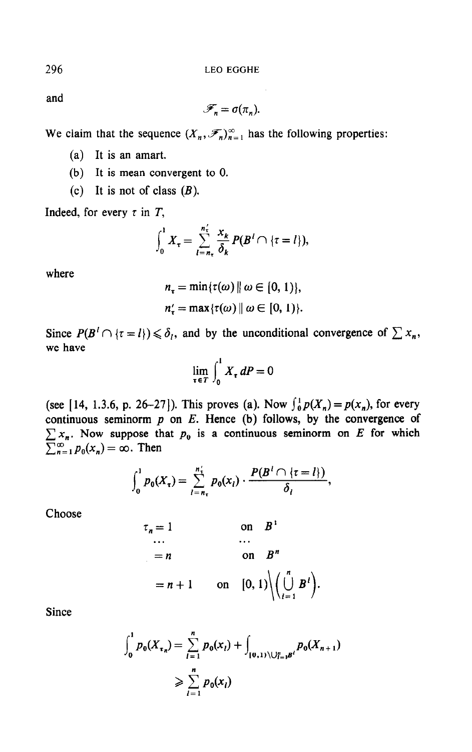and

$$\mathscr{F}_n = \sigma(\pi_n).$$

We claim that the sequence $(X_n, \mathscr{F}_n)_{n=1}^{\infty}$ has the following properties:

(a) It is an amart.

(b) It is mean convergent to 0.

(c) It is not of class $(B)$.

Indeed, for every $\tau$ in $T$,

$$\int_0^1 X_\tau = \sum_{l=n_\tau}^{n'_\tau} \frac{x_k}{\delta_k} P(B^l \cap \{\tau = l\}),$$

where

$$n_\tau = \min\{\tau(\omega) \,\|\, \omega \in [0,1)\},$$

$$n'_\tau = \max\{\tau(\omega) \,\|\, \omega \in [0,1)\}.$$

Since $P(B^l \cap \{\tau = l\}) \leqslant \delta_l$, and by the unconditional convergence of $\sum x_n$, we have

$$\lim_{\tau \in T} \int_0^1 X_\tau \, dP = 0$$

(see [14, 1.3.6, p. 26–27]). This proves (a). Now $\int_0^1 p(X_n) = p(x_n)$, for every continuous seminorm $p$ on $E$. Hence (b) follows, by the convergence of $\sum x_n$. Now suppose that $p_0$ is a continuous seminorm on $E$ for which $\sum_{n=1}^{\infty} p_0(x_n) = \infty$. Then

$$\int_0^1 p_0(X_\tau) = \sum_{l=n_\tau}^{n'_\tau} p_0(x_l) \cdot \frac{P(B^l \cap \{\tau = l\})}{\delta_l},$$

Choose

$$\begin{aligned} \tau_n &= 1 && \text{on } B^1 \\ &\;\;\ldots && \;\;\ldots \\ &= n && \text{on } B^n \\ &= n+1 && \text{on } [0,1)\Big\backslash\Big(\bigcup_{l=1}^{n} B^l\Big). \end{aligned}$$

Since

$$\begin{aligned} \int_0^1 p_0(X_{\tau_n}) &= \sum_{l=1}^{n} p_0(x_l) + \int_{[0,1)\setminus \bigcup_{l=1}^{n} B^l} p_0(X_{n+1}) \\ &\geqslant \sum_{l=1}^{n} p_0(x_l) \end{aligned}$$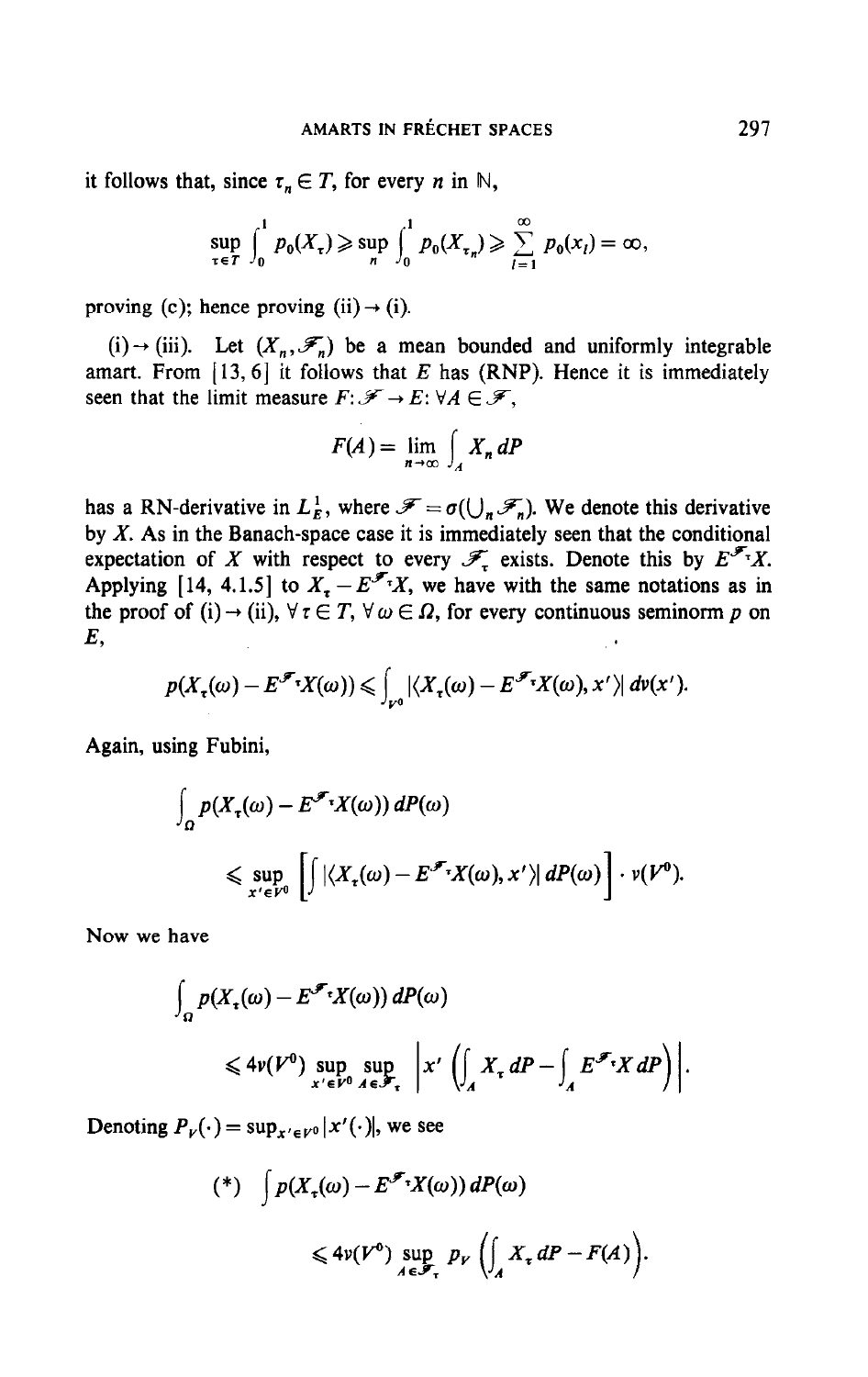it follows that, since $\tau_n \in T$, for every $n$ in $\mathbb{N}$,

$$\sup_{\tau \in T} \int_0^1 p_0(X_\tau) \geqslant \sup_n \int_0^1 p_0(X_{\tau_n}) \geqslant \sum_{l=1}^{\infty} p_0(x_l) = \infty,$$

proving (c); hence proving (ii) → (i).

(i) → (iii). Let $(X_n, \mathscr{F}_n)$ be a mean bounded and uniformly integrable amart. From [13, 6] it follows that $E$ has (RNP). Hence it is immediately seen that the limit measure $F: \mathscr{F} \to E$: $\forall A \in \mathscr{F}$,

$$F(A) = \lim_{n \to \infty} \int_A X_n \, dP$$

has a RN-derivative in $L_E^1$, where $\mathscr{F} = \sigma(\bigcup_n \mathscr{F}_n)$. We denote this derivative by $X$. As in the Banach-space case it is immediately seen that the conditional expectation of $X$ with respect to every $\mathscr{F}_\tau$ exists. Denote this by $E^{\mathscr{F}_\tau} X$. Applying [14, 4.1.5] to $X_\tau - E^{\mathscr{F}_\tau} X$, we have with the same notations as in the proof of (i) → (ii), $\forall \tau \in T$, $\forall \omega \in \Omega$, for every continuous seminorm $p$ on $E$,

$$p(X_\tau(\omega) - E^{\mathscr{F}_\tau} X(\omega)) \leqslant \int_{V^0} |\langle X_\tau(\omega) - E^{\mathscr{F}_\tau} X(\omega), x' \rangle| \, d\nu(x').$$

Again, using Fubini,

$$\int_\Omega p(X_\tau(\omega) - E^{\mathscr{F}_\tau} X(\omega)) \, dP(\omega)$$

$$\leqslant \sup_{x' \in V^0} \left[ \int |\langle X_\tau(\omega) - E^{\mathscr{F}_\tau} X(\omega), x' \rangle| \, dP(\omega) \right] \cdot \nu(V^0).$$

Now we have

$$\int_\Omega p(X_\tau(\omega) - E^{\mathscr{F}_\tau} X(\omega)) \, dP(\omega)$$

$$\leqslant 4\nu(V^0) \sup_{x' \in V^0} \sup_{A \in \mathscr{F}_\tau} \left| x' \left( \int_A X_\tau \, dP - \int_A E^{\mathscr{F}_\tau} X \, dP \right) \right|.$$

Denoting $P_V(\cdot) = \sup_{x' \in V^0} |x'(\cdot)|$, we see

$$(*) \quad \int p(X_\tau(\omega) - E^{\mathscr{F}_\tau} X(\omega)) \, dP(\omega)$$

$$\leqslant 4\nu(V^0) \sup_{A \in \mathscr{F}_\tau} P_V \left( \int_A X_\tau \, dP - F(A) \right).$$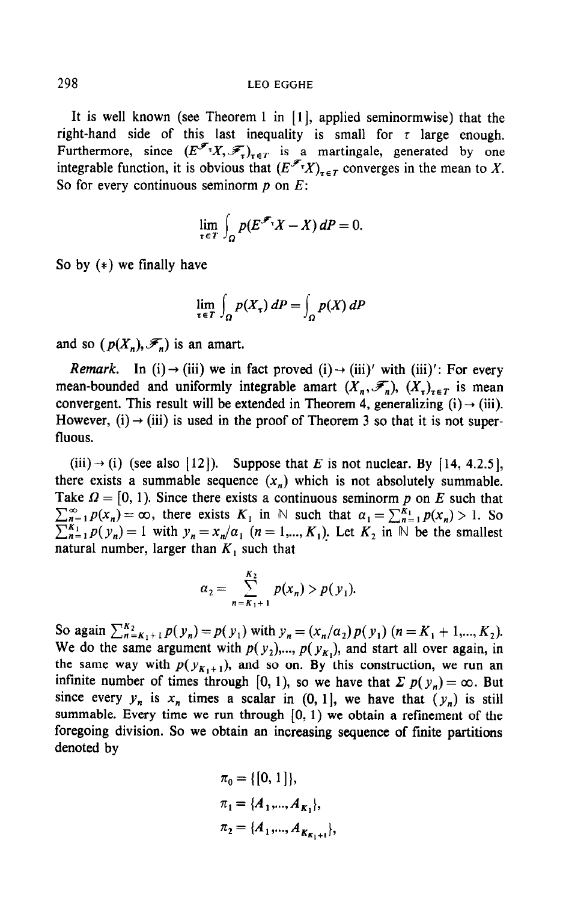It is well known (see Theorem 1 in [1], applied seminormwise) that the right-hand side of this last inequality is small for $\tau$ large enough. Furthermore, since $(E^{\mathscr{F}_\tau}X, \mathscr{F}_\tau)_{\tau \in T}$ is a martingale, generated by one integrable function, it is obvious that $(E^{\mathscr{F}_\tau}X)_{\tau \in T}$ converges in the mean to $X$. So for every continuous seminorm $p$ on $E$:

$$\lim_{\tau \in T} \int_\Omega p(E^{\mathscr{F}_\tau}X - X)\, dP = 0.$$

So by (*) we finally have

$$\lim_{\tau \in T} \int_\Omega p(X_\tau)\, dP = \int_\Omega p(X)\, dP$$

and so $(p(X_n), \mathscr{F}_n)$ is an amart.

*Remark.* In (i) → (iii) we in fact proved (i) → (iii)′ with (iii)′: For every mean-bounded and uniformly integrable amart $(X_n, \mathscr{F}_n)$, $(X_\tau)_{\tau \in T}$ is mean convergent. This result will be extended in Theorem 4, generalizing (i) → (iii). However, (i) → (iii) is used in the proof of Theorem 3 so that it is not superfluous.

(iii) → (i) (see also [12]). Suppose that $E$ is not nuclear. By [14, 4.2.5], there exists a summable sequence $(x_n)$ which is not absolutely summable. Take $\Omega = [0, 1)$. Since there exists a continuous seminorm $p$ on $E$ such that $\sum_{n=1}^{\infty} p(x_n) = \infty$, there exists $K_1$ in $\mathbb{N}$ such that $\alpha_1 = \sum_{n=1}^{K_1} p(x_n) > 1$. So $\sum_{n=1}^{K_1} p(y_n) = 1$ with $y_n = x_n/\alpha_1$ $(n = 1,..., K_1)$. Let $K_2$ in $\mathbb{N}$ be the smallest natural number, larger than $K_1$ such that

$$\alpha_2 = \sum_{n=K_1+1}^{K_2} p(x_n) > p(y_1).$$

So again $\sum_{n=K_1+1}^{K_2} p(y_n) = p(y_1)$ with $y_n = (x_n/\alpha_2)\, p(y_1)$ $(n = K_1 + 1,..., K_2)$. We do the same argument with $p(y_2),..., p(y_{K_1})$, and start all over again, in the same way with $p(y_{K_1+1})$, and so on. By this construction, we run an infinite number of times through $[0, 1)$, so we have that $\Sigma\, p(y_n) = \infty$. But since every $y_n$ is $x_n$ times a scalar in $(0, 1]$, we have that $(y_n)$ is still summable. Every time we run through $[0, 1)$ we obtain a refinement of the foregoing division. So we obtain an increasing sequence of finite partitions denoted by

$$\pi_0 = \{[0, 1]\},$$

$$\pi_1 = \{A_1,..., A_{K_1}\},$$

$$\pi_2 = \{A_1,..., A_{K_{K_1+1}}\},$$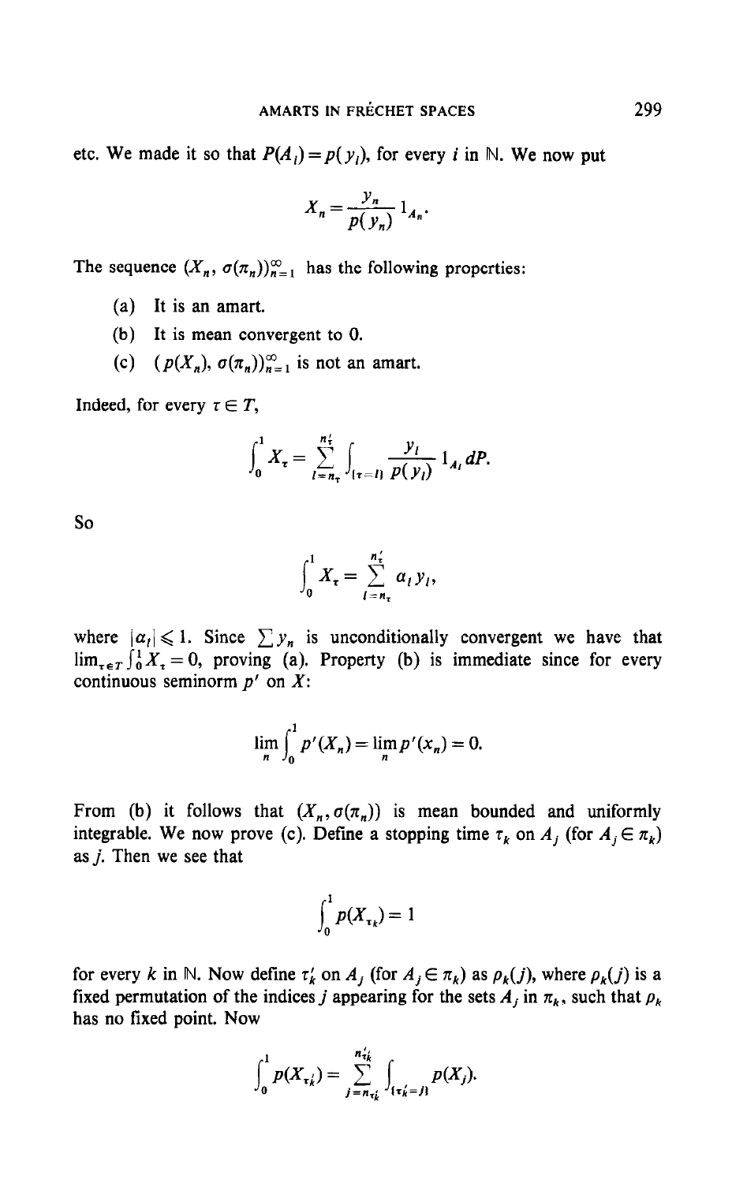etc. We made it so that $P(A_i) = p(y_i)$, for every $i$ in $\mathbb{N}$. We now put

$$X_n = \frac{y_n}{p(y_n)} 1_{A_n}.$$

The sequence $(X_n, \sigma(\pi_n))_{n=1}^{\infty}$ has the following properties:

(a) It is an amart.

(b) It is mean convergent to 0.

(c) $(p(X_n), \sigma(\pi_n))_{n=1}^{\infty}$ is not an amart.

Indeed, for every $\tau \in T$,

$$\int_0^1 X_\tau = \sum_{l=n_\tau}^{n'_\tau} \int_{\{\tau = l\}} \frac{y_l}{p(y_l)} 1_{A_l} \, dP.$$

So

$$\int_0^1 X_\tau = \sum_{l=n_\tau}^{n'_\tau} \alpha_l y_l,$$

where $|\alpha_l| \leqslant 1$. Since $\sum y_n$ is unconditionally convergent we have that $\lim_{\tau \in T} \int_0^1 X_\tau = 0$, proving (a). Property (b) is immediate since for every continuous seminorm $p'$ on $X$:

$$\lim_n \int_0^1 p'(X_n) = \lim_n p'(x_n) = 0.$$

From (b) it follows that $(X_n, \sigma(\pi_n))$ is mean bounded and uniformly integrable. We now prove (c). Define a stopping time $\tau_k$ on $A_j$ (for $A_j \in \pi_k$) as $j$. Then we see that

$$\int_0^1 p(X_{\tau_k}) = 1$$

for every $k$ in $\mathbb{N}$. Now define $\tau'_k$ on $A_j$ (for $A_j \in \pi_k$) as $\rho_k(j)$, where $\rho_k(j)$ is a fixed permutation of the indices $j$ appearing for the sets $A_j$ in $\pi_k$, such that $\rho_k$ has no fixed point. Now

$$\int_0^1 p(X_{\tau'_k}) = \sum_{j=n_{\tau'_k}}^{n'_{\tau'_k}} \int_{\{\tau'_k = j\}} p(X_j).$$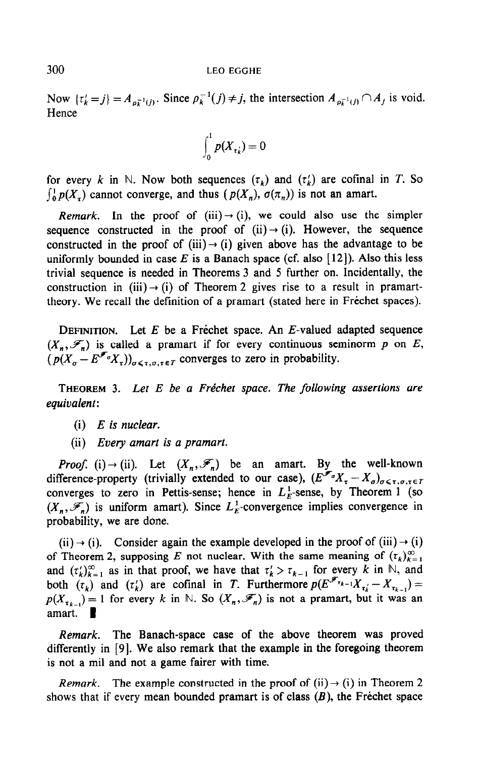Now $\{\tau_k' = j\} = A_{\rho_k^{-1}(j)}$. Since $\rho_k^{-1}(j) \neq j$, the intersection $A_{\rho_k^{-1}(j)} \cap A_j$ is void. Hence

$$\int_0^1 p(X_{\tau_k'}) = 0$$

for every $k$ in $\mathbb{N}$. Now both sequences $(\tau_k)$ and $(\tau_k')$ are cofinal in $T$. So $\int_0^1 p(X_\tau)$ cannot converge, and thus $(p(X_n), \sigma(\pi_n))$ is not an amart.

*Remark.* In the proof of (iii) → (i), we could also use the simpler sequence constructed in the proof of (ii) → (i). However, the sequence constructed in the proof of (iii) → (i) given above has the advantage to be uniformly bounded in case $E$ is a Banach space (cf. also [12]). Also this less trivial sequence is needed in Theorems 3 and 5 further on. Incidentally, the construction in (iii) → (i) of Theorem 2 gives rise to a result in pramart-theory. We recall the definition of a pramart (stated here in Fréchet spaces).

**Definition.** Let $E$ be a Fréchet space. An $E$-valued adapted sequence $(X_n, \mathscr{F}_n)$ is called a pramart if for every continuous seminorm $p$ on $E$, $(p(X_\sigma - E^{\mathscr{F}_\sigma} X_\tau))_{\sigma \leqslant \tau, \sigma, \tau \in T}$ converges to zero in probability.

**Theorem 3.** *Let $E$ be a Fréchet space. The following assertions are equivalent:*

(i) *$E$ is nuclear.*

(ii) *Every amart is a pramart.*

*Proof.* (i) → (ii). Let $(X_n, \mathscr{F}_n)$ be an amart. By the well-known difference-property (trivially extended to our case), $(E^{\mathscr{F}_\sigma} X_\tau - X_\sigma)_{\sigma \leqslant \tau, \sigma, \tau \in T}$ converges to zero in Pettis-sense; hence in $L_E^1$-sense, by Theorem 1 (so $(X_n, \mathscr{F}_n)$ is uniform amart). Since $L_E^1$-convergence implies convergence in probability, we are done.

(ii) → (i). Consider again the example developed in the proof of (iii) → (i) of Theorem 2, supposing $E$ not nuclear. With the same meaning of $(\tau_k)_{k=1}^\infty$ and $(\tau_k')_{k=1}^\infty$ as in that proof, we have that $\tau_k' > \tau_{k-1}$ for every $k$ in $\mathbb{N}$, and both $(\tau_k)$ and $(\tau_k')$ are cofinal in $T$. Furthermore $p(E^{\mathscr{F}_{\tau_{k-1}}} X_{\tau_k'} - X_{\tau_{k-1}}) = p(X_{\tau_{k-1}}) = 1$ for every $k$ in $\mathbb{N}$. So $(X_n, \mathscr{F}_n)$ is not a pramart, but it was an amart. ∎

*Remark.* The Banach-space case of the above theorem was proved differently in [9]. We also remark that the example in the foregoing theorem is not a mil and not a game fairer with time.

*Remark.* The example constructed in the proof of (ii) → (i) in Theorem 2 shows that if every mean bounded pramart is of class $(B)$, the Fréchet space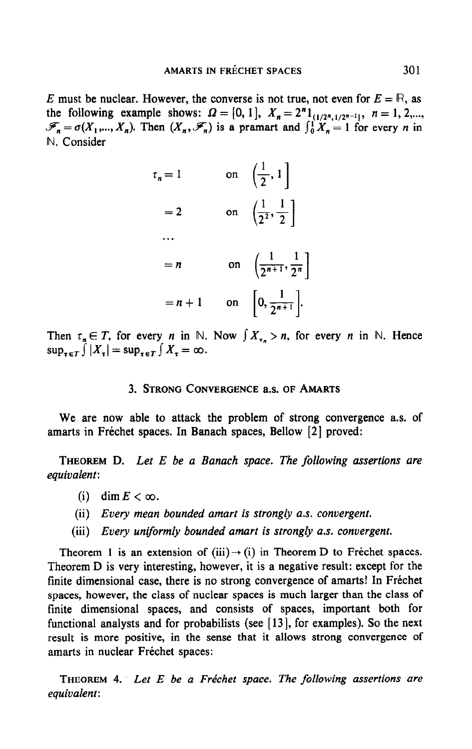$E$ must be nuclear. However, the converse is not true, not even for $E = \mathbb{R}$, as the following example shows: $\Omega = [0, 1]$, $X_n = 2^n 1_{(1/2^n, 1/2^{n-1}]}$, $n = 1, 2, \ldots$, $\mathscr{F}_n = \sigma(X_1, \ldots, X_n)$. Then $(X_n, \mathscr{F}_n)$ is a pramart and $\int_0^1 X_n = 1$ for every $n$ in $\mathbb{N}$. Consider

$$
\begin{aligned}
\tau_n &= 1 && \text{on} \quad \left(\frac{1}{2}, 1\right] \\
&= 2 && \text{on} \quad \left(\frac{1}{2^2}, \frac{1}{2}\right] \\
&\;\;\ldots \\
&= n && \text{on} \quad \left(\frac{1}{2^{n+1}}, \frac{1}{2^n}\right] \\
&= n+1 && \text{on} \quad \left[0, \frac{1}{2^{n+1}}\right].
\end{aligned}
$$

Then $\tau_n \in T$, for every $n$ in $\mathbb{N}$. Now $\int X_{\tau_n} > n$, for every $n$ in $\mathbb{N}$. Hence $\sup_{\tau \in T} \int |X_\tau| = \sup_{\tau \in T} \int X_\tau = \infty$.

## 3. Strong Convergence a.s. of Amarts

We are now able to attack the problem of strong convergence a.s. of amarts in Fréchet spaces. In Banach spaces, Bellow [2] proved:

**Theorem D.** *Let $E$ be a Banach space. The following assertions are equivalent*:

(i) $\dim E < \infty$.

(ii) *Every mean bounded amart is strongly a.s. convergent.*

(iii) *Every uniformly bounded amart is strongly a.s. convergent.*

Theorem 1 is an extension of (iii) $\rightarrow$ (i) in Theorem D to Fréchet spaces. Theorem D is very interesting, however, it is a negative result: except for the finite dimensional case, there is no strong convergence of amarts! In Fréchet spaces, however, the class of nuclear spaces is much larger than the class of finite dimensional spaces, and consists of spaces, important both for functional analysts and for probabilists (see [13], for examples). So the next result is more positive, in the sense that it allows strong convergence of amarts in nuclear Fréchet spaces:

**Theorem 4.** *Let $E$ be a Fréchet space. The following assertions are equivalent*: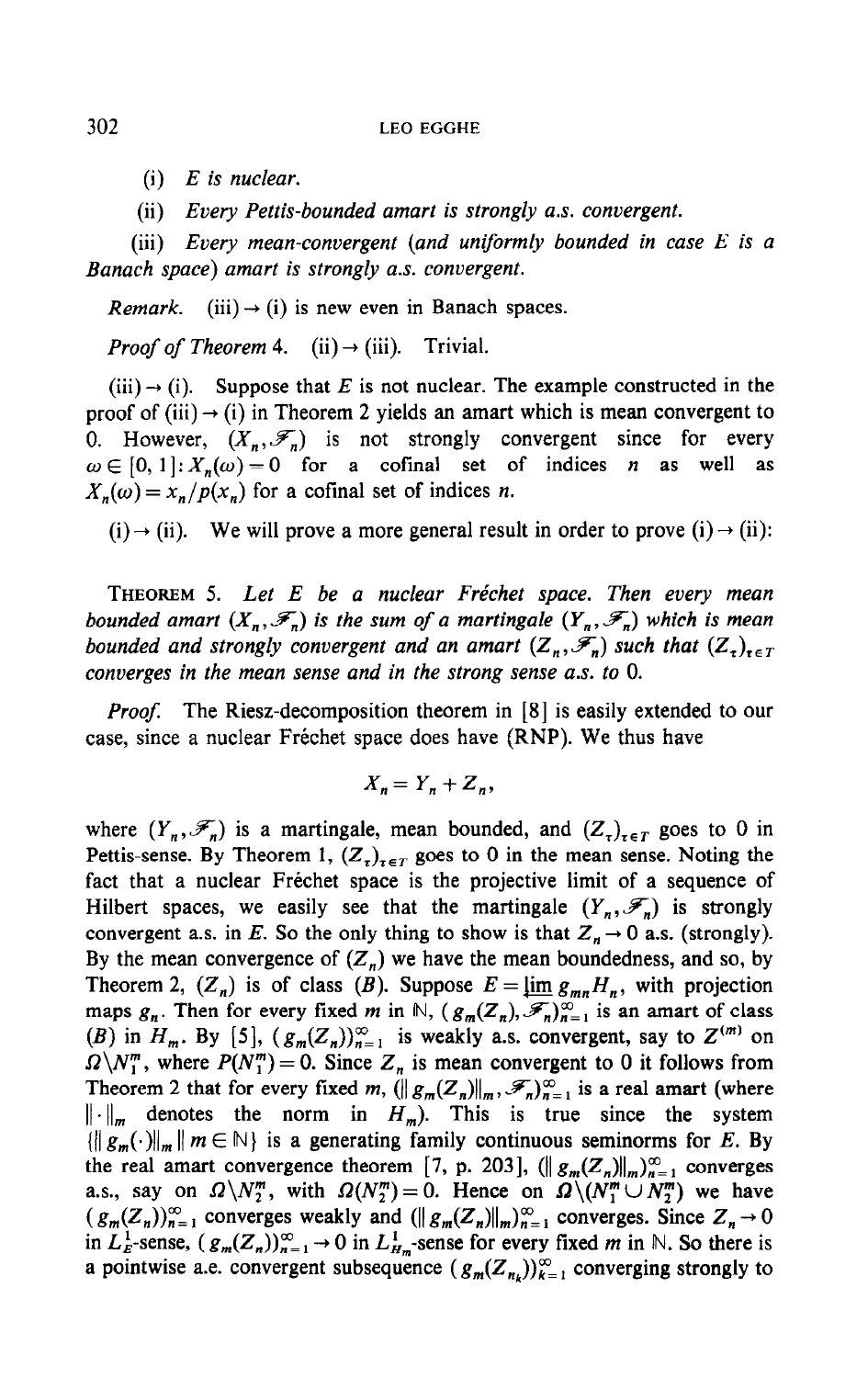(i) *E is nuclear.*

(ii) *Every Pettis-bounded amart is strongly a.s. convergent.*

(iii) *Every mean-convergent (and uniformly bounded in case E is a Banach space) amart is strongly a.s. convergent.*

*Remark.* (iii) → (i) is new even in Banach spaces.

*Proof of Theorem* 4. (ii) → (iii). Trivial.

(iii) → (i). Suppose that $E$ is not nuclear. The example constructed in the proof of (iii) → (i) in Theorem 2 yields an amart which is mean convergent to 0. However, $(X_n, \mathscr{F}_n)$ is not strongly convergent since for every $\omega \in [0,1]: X_n(\omega) = 0$ for a cofinal set of indices $n$ as well as $X_n(\omega) = x_n/p(x_n)$ for a cofinal set of indices $n$.

(i) → (ii). We will prove a more general result in order to prove (i) → (ii):

THEOREM 5. *Let E be a nuclear Fréchet space. Then every mean bounded amart $(X_n, \mathscr{F}_n)$ is the sum of a martingale $(Y_n, \mathscr{F}_n)$ which is mean bounded and strongly convergent and an amart $(Z_n, \mathscr{F}_n)$ such that $(Z_\tau)_{\tau \in T}$ converges in the mean sense and in the strong sense a.s. to 0.*

*Proof.* The Riesz-decomposition theorem in [8] is easily extended to our case, since a nuclear Fréchet space does have (RNP). We thus have

$$X_n = Y_n + Z_n,$$

where $(Y_n, \mathscr{F}_n)$ is a martingale, mean bounded, and $(Z_\tau)_{\tau \in T}$ goes to 0 in Pettis-sense. By Theorem 1, $(Z_\tau)_{\tau \in T}$ goes to 0 in the mean sense. Noting the fact that a nuclear Fréchet space is the projective limit of a sequence of Hilbert spaces, we easily see that the martingale $(Y_n, \mathscr{F}_n)$ is strongly convergent a.s. in $E$. So the only thing to show is that $Z_n \to 0$ a.s. (strongly). By the mean convergence of $(Z_n)$ we have the mean boundedness, and so, by Theorem 2, $(Z_n)$ is of class $(B)$. Suppose $E = \varprojlim g_{mn} H_n$, with projection maps $g_n$. Then for every fixed $m$ in $\mathbb{N}$, $(g_m(Z_n), \mathscr{F}_n)_{n=1}^{\infty}$ is an amart of class $(B)$ in $H_m$. By [5], $(g_m(Z_n))_{n=1}^{\infty}$ is weakly a.s. convergent, say to $Z^{(m)}$ on $\Omega \backslash N_1^m$, where $P(N_1^m) = 0$. Since $Z_n$ is mean convergent to 0 it follows from Theorem 2 that for every fixed $m$, $(\| g_m(Z_n) \|_m, \mathscr{F}_n)_{n=1}^{\infty}$ is a real amart (where $\| \cdot \|_m$ denotes the norm in $H_m$). This is true since the system $\{\| g_m(\cdot) \|_m \| \, m \in \mathbb{N}\}$ is a generating family continuous seminorms for $E$. By the real amart convergence theorem [7, p. 203], $(\| g_m(Z_n) \|_m)_{n=1}^{\infty}$ converges a.s., say on $\Omega \backslash N_2^m$, with $\Omega(N_2^m) = 0$. Hence on $\Omega \backslash (N_1^m \cup N_2^m)$ we have $(g_m(Z_n))_{n=1}^{\infty}$ converges weakly and $(\| g_m(Z_n) \|_m)_{n=1}^{\infty}$ converges. Since $Z_n \to 0$ in $L_E^1$-sense, $(g_m(Z_n))_{n=1}^{\infty} \to 0$ in $L_{H_m}^1$-sense for every fixed $m$ in $\mathbb{N}$. So there is a pointwise a.e. convergent subsequence $(g_m(Z_{n_k}))_{k=1}^{\infty}$ converging strongly to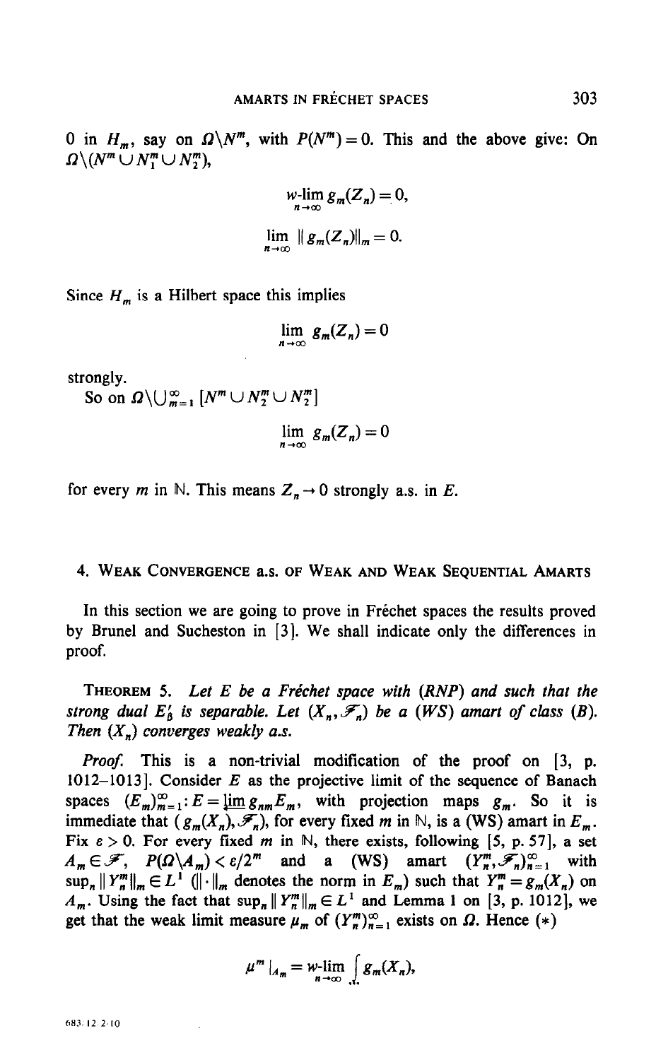0 in $H_m$, say on $\Omega \backslash N^m$, with $P(N^m) = 0$. This and the above give: On $\Omega \backslash (N^m \cup N_1^m \cup N_2^m)$,

$$w\text{-}\lim_{n \to \infty} g_m(Z_n) = 0,$$

$$\lim_{n \to \infty} \| g_m(Z_n) \|_m = 0.$$

Since $H_m$ is a Hilbert space this implies

$$\lim_{n \to \infty} g_m(Z_n) = 0$$

strongly.

So on $\Omega \backslash \bigcup_{m=1}^{\infty} [N^m \cup N_2^m \cup N_2^m]$

$$\lim_{n \to \infty} g_m(Z_n) = 0$$

for every $m$ in $\mathbb{N}$. This means $Z_n \to 0$ strongly a.s. in $E$.

## 4. Weak Convergence a.s. of Weak and Weak Sequential Amarts

In this section we are going to prove in Fréchet spaces the results proved by Brunel and Sucheston in [3]. We shall indicate only the differences in proof.

**Theorem 5.** *Let $E$ be a Fréchet space with (RNP) and such that the strong dual $E'_\beta$ is separable. Let $(X_n, \mathscr{F}_n)$ be a (WS) amart of class (B). Then $(X_n)$ converges weakly a.s.*

*Proof.* This is a non-trivial modification of the proof on [3, p. 1012–1013]. Consider $E$ as the projective limit of the sequence of Banach spaces $(E_m)_{m=1}^{\infty}$: $E = \varprojlim g_{nm} E_m$, with projection maps $g_m$. So it is immediate that $(g_m(X_n), \mathscr{F}_n)$, for every fixed $m$ in $\mathbb{N}$, is a (WS) amart in $E_m$. Fix $\varepsilon > 0$. For every fixed $m$ in $\mathbb{N}$, there exists, following [5, p. 57], a set $A_m \in \mathscr{F}$, $P(\Omega \backslash A_m) < \varepsilon / 2^m$ and a (WS) amart $(Y_n^m, \mathscr{F}_n)_{n=1}^{\infty}$ with $\sup_n \| Y_n^m \|_m \in L^1$ ($\| \cdot \|_m$ denotes the norm in $E_m$) such that $Y_n^m = g_m(X_n)$ on $A_m$. Using the fact that $\sup_n \| Y_n^m \|_m \in L^1$ and Lemma 1 on [3, p. 1012], we get that the weak limit measure $\mu_m$ of $(Y_n^m)_{n=1}^{\infty}$ exists on $\Omega$. Hence $(*)$

$$\mu^m |_{A_m} = w\text{-}\lim_{n \to \infty} \int_{\cdot} g_m(X_n),$$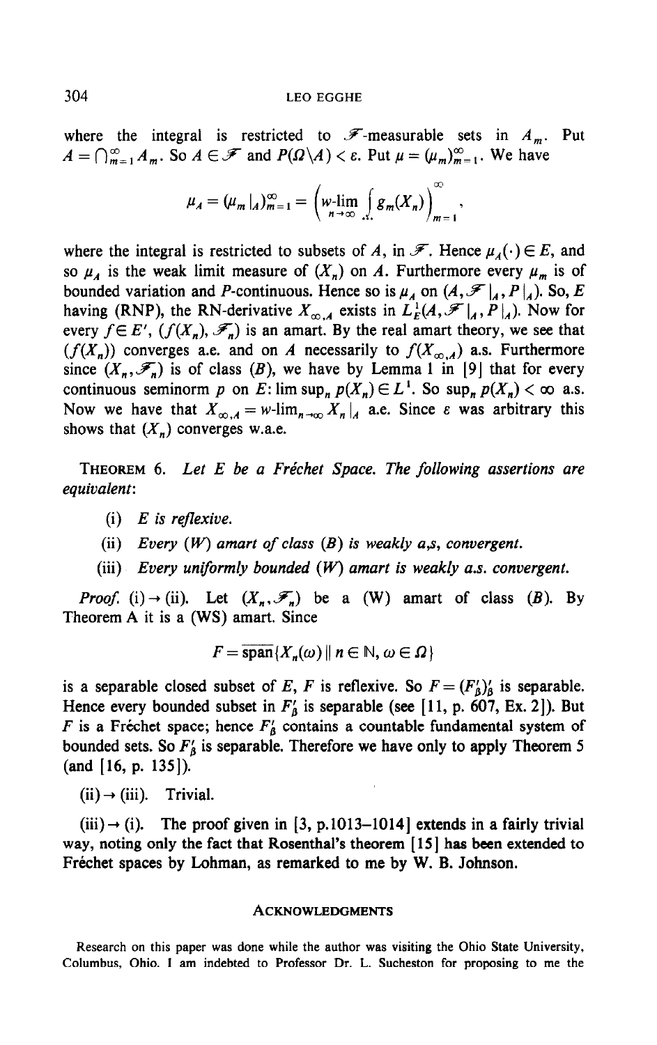where the integral is restricted to $\mathscr{F}$-measurable sets in $A_m$. Put $A = \bigcap_{m=1}^{\infty} A_m$. So $A \in \mathscr{F}$ and $P(\Omega \backslash A) < \varepsilon$. Put $\mu = (\mu_m)_{m=1}^{\infty}$. We have

$$\mu_A = (\mu_m |_A)_{m=1}^{\infty} = \left( w\text{-}\lim_{n \to \infty} \int_{\cdot} g_m(X_n) \right)_{m=1}^{\infty},$$

where the integral is restricted to subsets of $A$, in $\mathscr{F}$. Hence $\mu_A(\cdot) \in E$, and so $\mu_A$ is the weak limit measure of $(X_n)$ on $A$. Furthermore every $\mu_m$ is of bounded variation and $P$-continuous. Hence so is $\mu_A$ on $(A, \mathscr{F}|_A, P|_A)$. So, $E$ having (RNP), the RN-derivative $X_{\infty, A}$ exists in $L_E^1(A, \mathscr{F}|_A, P|_A)$. Now for every $f \in E'$, $(f(X_n), \mathscr{F}_n)$ is an amart. By the real amart theory, we see that $(f(X_n))$ converges a.e. and on $A$ necessarily to $f(X_{\infty,A})$ a.s. Furthermore since $(X_n, \mathscr{F}_n)$ is of class $(B)$, we have by Lemma 1 in [9] that for every continuous seminorm $p$ on $E$: $\limsup_n p(X_n) \in L^1$. So $\sup_n p(X_n) < \infty$ a.s. Now we have that $X_{\infty,A} = w\text{-}\lim_{n\to\infty} X_n|_A$ a.e. Since $\varepsilon$ was arbitrary this shows that $(X_n)$ converges w.a.e.

THEOREM 6. *Let $E$ be a Fréchet Space. The following assertions are equivalent*:

(i) *$E$ is reflexive.*

(ii) *Every (W) amart of class (B) is weakly a,s, convergent.*

(iii) *Every uniformly bounded (W) amart is weakly a.s. convergent.*

*Proof.* (i) → (ii). Let $(X_n, \mathscr{F}_n)$ be a (W) amart of class $(B)$. By Theorem A it is a (WS) amart. Since

$$F = \overline{\text{span}}\{X_n(\omega) \,\|\, n \in \mathbb{N}, \omega \in \Omega\}$$

is a separable closed subset of $E$, $F$ is reflexive. So $F = (F'_\beta)'_\beta$ is separable. Hence every bounded subset in $F'_\beta$ is separable (see [11, p. 607, Ex. 2]). But $F$ is a Fréchet space; hence $F'_\beta$ contains a countable fundamental system of bounded sets. So $F'_\beta$ is separable. Therefore we have only to apply Theorem 5 (and [16, p. 135]).

(ii) → (iii). Trivial.

(iii) → (i). The proof given in [3, p.1013–1014] extends in a fairly trivial way, noting only the fact that Rosenthal's theorem [15] has been extended to Fréchet spaces by Lohman, as remarked to me by W. B. Johnson.

## ACKNOWLEDGMENTS

Research on this paper was done while the author was visiting the Ohio State University, Columbus, Ohio. I am indebted to Professor Dr. L. Sucheston for proposing to me the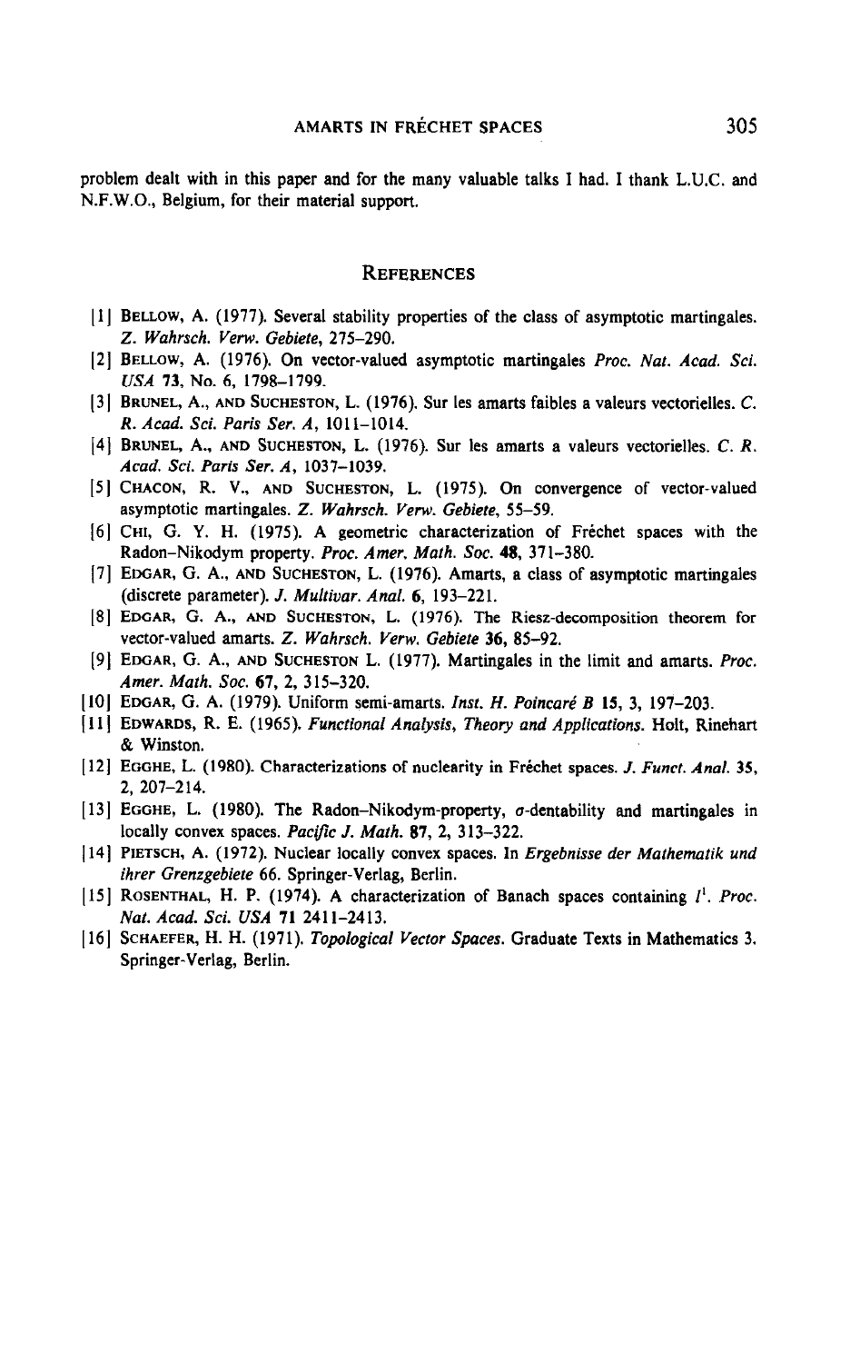problem dealt with in this paper and for the many valuable talks I had. I thank L.U.C. and N.F.W.O., Belgium, for their material support.

## References

[1] Bellow, A. (1977). Several stability properties of the class of asymptotic martingales. *Z. Wahrsch. Verw. Gebiete*, 275–290.

[2] Bellow, A. (1976). On vector-valued asymptotic martingales *Proc. Nat. Acad. Sci. USA* **73**, No. 6, 1798–1799.

[3] Brunel, A., and Sucheston, L. (1976). Sur les amarts faibles a valeurs vectorielles. *C. R. Acad. Sci. Paris Ser. A*, 1011–1014.

[4] Brunel, A., and Sucheston, L. (1976). Sur les amarts a valeurs vectorielles. *C. R. Acad. Sci. Paris Ser. A*, 1037–1039.

[5] Chacon, R. V., and Sucheston, L. (1975). On convergence of vector-valued asymptotic martingales. *Z. Wahrsch. Verw. Gebiete*, 55–59.

[6] Chi, G. Y. H. (1975). A geometric characterization of Fréchet spaces with the Radon–Nikodym property. *Proc. Amer. Math. Soc.* **48**, 371–380.

[7] Edgar, G. A., and Sucheston, L. (1976). Amarts, a class of asymptotic martingales (discrete parameter). *J. Multivar. Anal.* **6**, 193–221.

[8] Edgar, G. A., and Sucheston, L. (1976). The Riesz-decomposition theorem for vector-valued amarts. *Z. Wahrsch. Verw. Gebiete* **36**, 85–92.

[9] Edgar, G. A., and Sucheston L. (1977). Martingales in the limit and amarts. *Proc. Amer. Math. Soc.* **67**, 2, 315–320.

[10] Edgar, G. A. (1979). Uniform semi-amarts. *Inst. H. Poincaré B* **15**, 3, 197–203.

[11] Edwards, R. E. (1965). *Functional Analysis, Theory and Applications*. Holt, Rinehart & Winston.

[12] Egghe, L. (1980). Characterizations of nuclearity in Fréchet spaces. *J. Funct. Anal.* **35**, 2, 207–214.

[13] Egghe, L. (1980). The Radon–Nikodym-property, $\sigma$-dentability and martingales in locally convex spaces. *Pacific J. Math.* **87**, 2, 313–322.

[14] Pietsch, A. (1972). Nuclear locally convex spaces. In *Ergebnisse der Mathematik und ihrer Grenzgebiete* 66. Springer-Verlag, Berlin.

[15] Rosenthal, H. P. (1974). A characterization of Banach spaces containing $l^1$. *Proc. Nat. Acad. Sci. USA* **71** 2411–2413.

[16] Schaefer, H. H. (1971). *Topological Vector Spaces*. Graduate Texts in Mathematics 3. Springer-Verlag, Berlin.